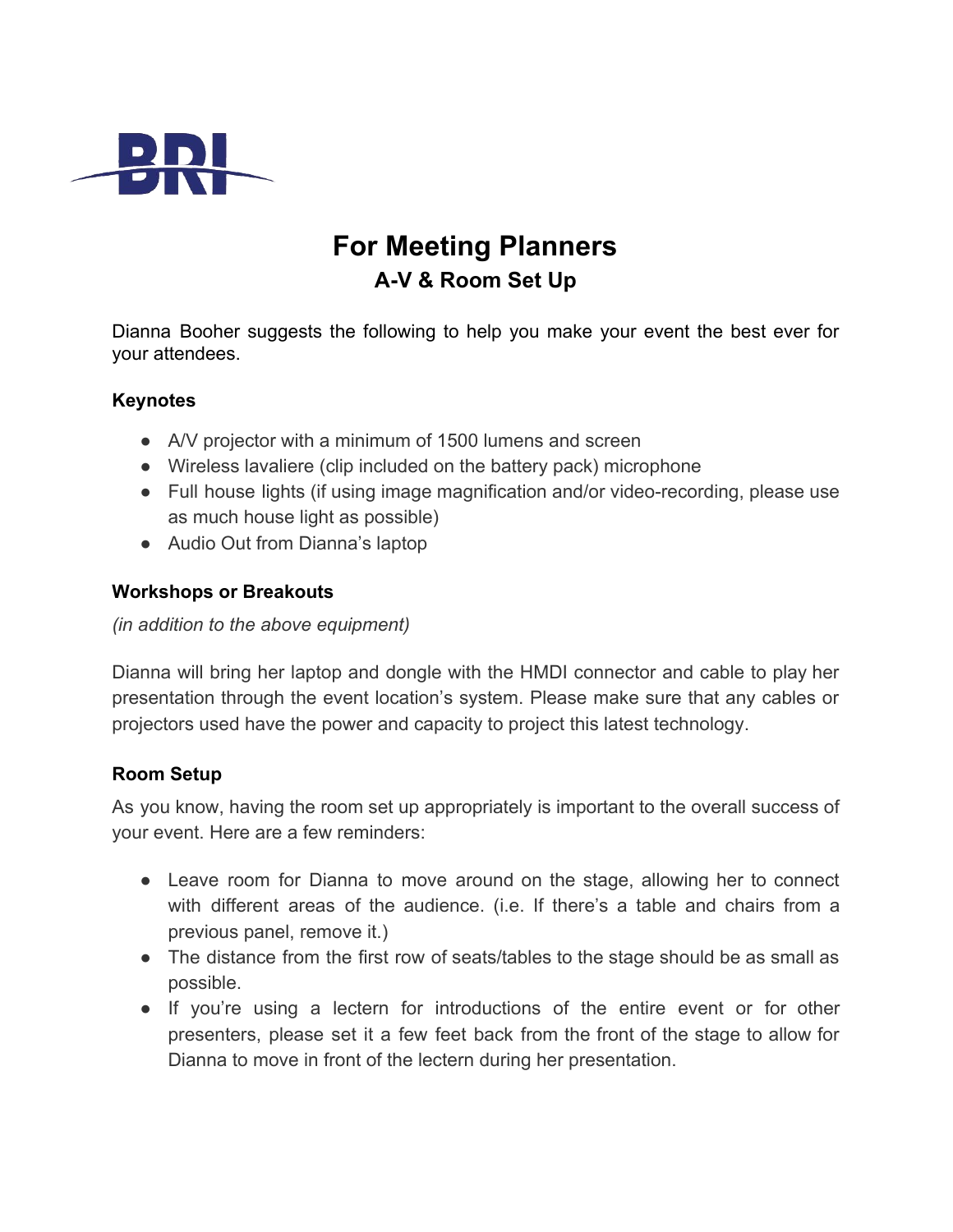# For Meeting Planners
## A-V & Room Set Up

Dianna Booher suggests the following to help you make your event the best ever for your attendees.

### Keynotes

- A/V projector with a minimum of 1500 lumens and screen
- Wireless lavaliere (clip included on the battery pack) microphone
- Full house lights (if using image magnification and/or video-recording, please use as much house light as possible)
- Audio Out from Dianna's laptop

### Workshops or Breakouts

*(in addition to the above equipment)*

Dianna will bring her laptop and dongle with the HMDI connector and cable to play her presentation through the event location's system. Please make sure that any cables or projectors used have the power and capacity to project this latest technology.

### Room Setup

As you know, having the room set up appropriately is important to the overall success of your event. Here are a few reminders:

- Leave room for Dianna to move around on the stage, allowing her to connect with different areas of the audience. (i.e. If there's a table and chairs from a previous panel, remove it.)
- The distance from the first row of seats/tables to the stage should be as small as possible.
- If you're using a lectern for introductions of the entire event or for other presenters, please set it a few feet back from the front of the stage to allow for Dianna to move in front of the lectern during her presentation.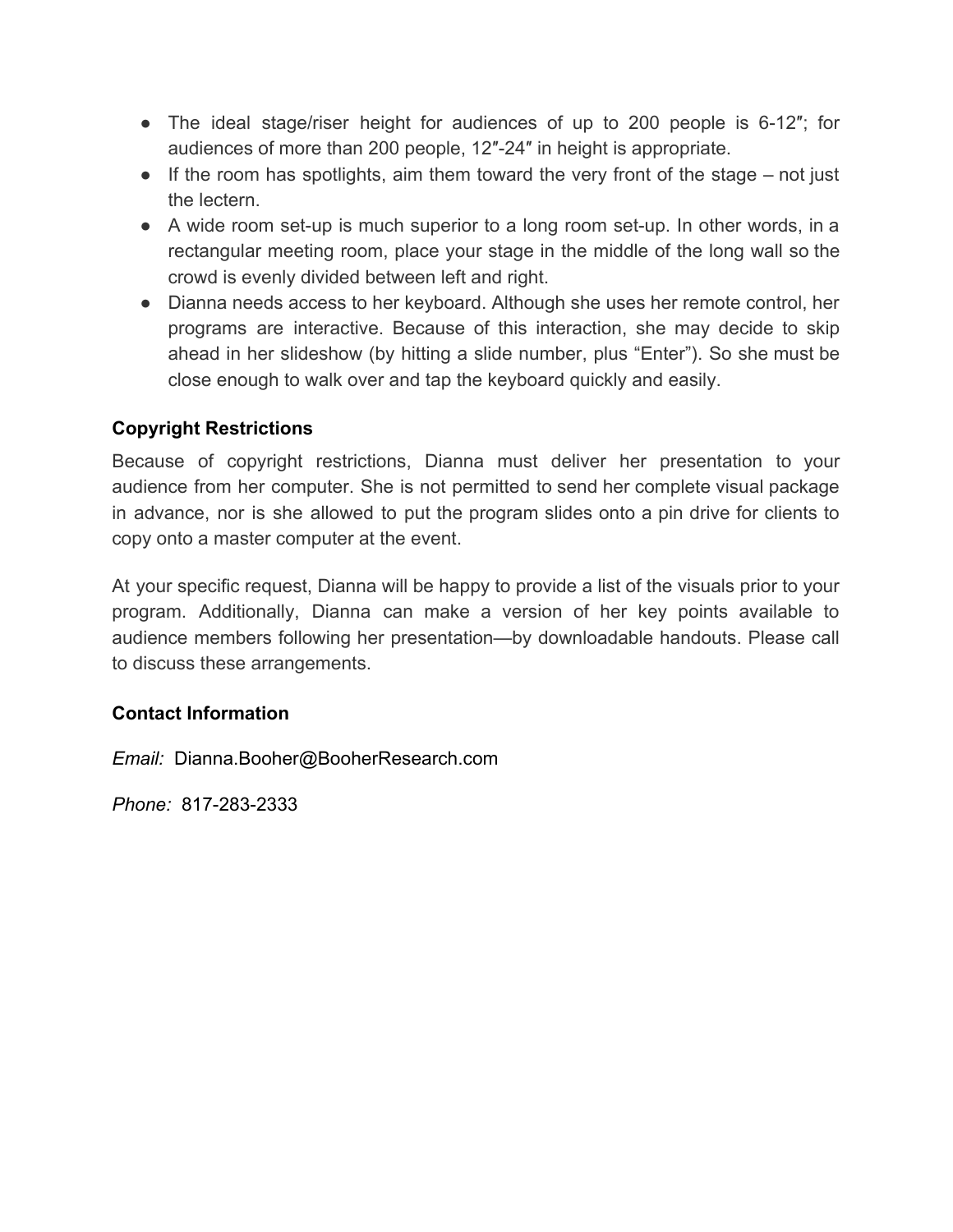- The ideal stage/riser height for audiences of up to 200 people is 6-12″; for audiences of more than 200 people, 12″-24″ in height is appropriate.
- If the room has spotlights, aim them toward the very front of the stage – not just the lectern.
- A wide room set-up is much superior to a long room set-up. In other words, in a rectangular meeting room, place your stage in the middle of the long wall so the crowd is evenly divided between left and right.
- Dianna needs access to her keyboard. Although she uses her remote control, her programs are interactive. Because of this interaction, she may decide to skip ahead in her slideshow (by hitting a slide number, plus "Enter"). So she must be close enough to walk over and tap the keyboard quickly and easily.

**Copyright Restrictions**

Because of copyright restrictions, Dianna must deliver her presentation to your audience from her computer. She is not permitted to send her complete visual package in advance, nor is she allowed to put the program slides onto a pin drive for clients to copy onto a master computer at the event.

At your specific request, Dianna will be happy to provide a list of the visuals prior to your program. Additionally, Dianna can make a version of her key points available to audience members following her presentation—by downloadable handouts. Please call to discuss these arrangements.

**Contact Information**

*Email:* Dianna.Booher@BooherResearch.com

*Phone:* 817-283-2333